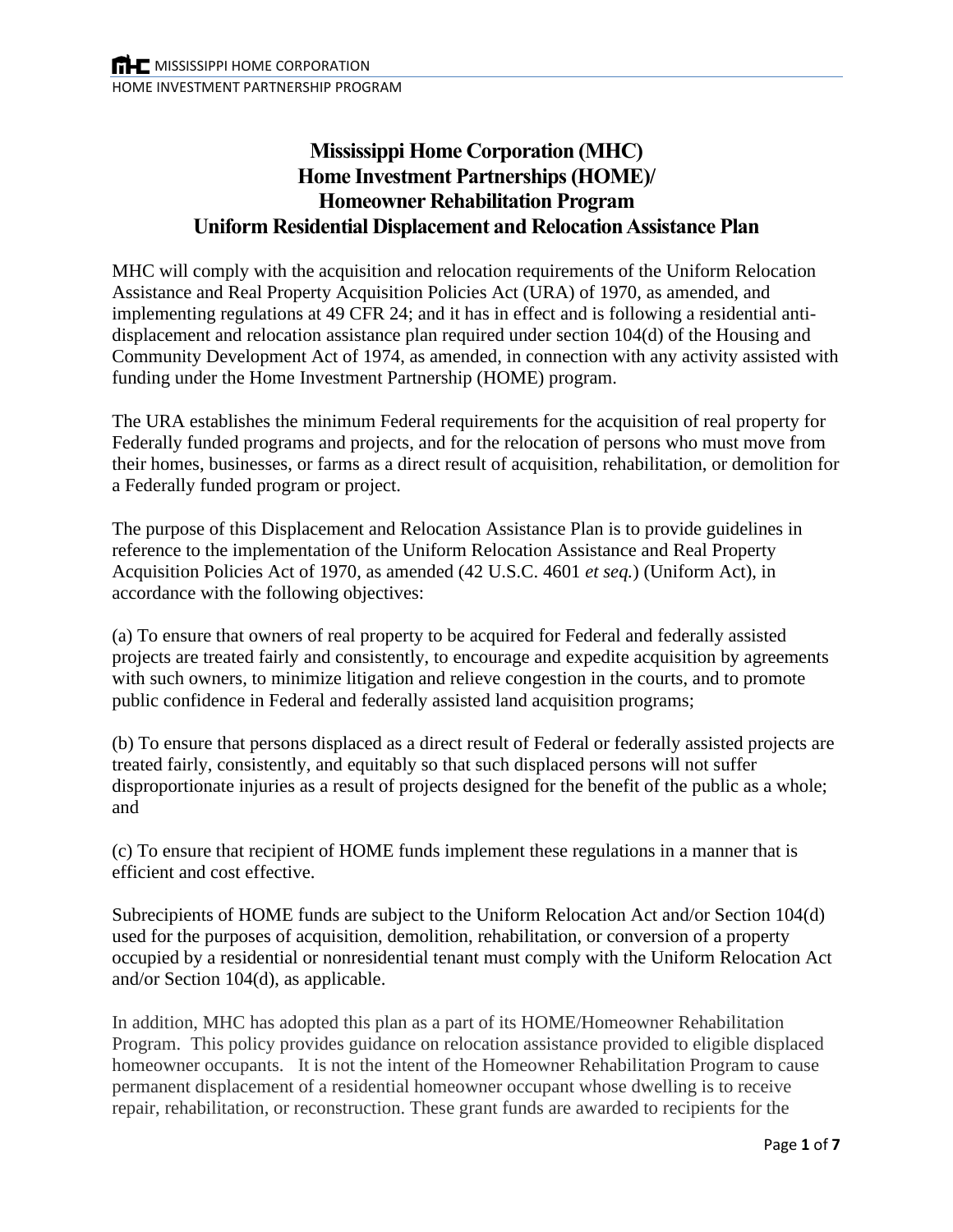# Mississippi Home Corporation (MHC)
# Home Investment Partnerships (HOME)/
# Homeowner Rehabilitation Program
# Uniform Residential Displacement and Relocation Assistance Plan

MHC will comply with the acquisition and relocation requirements of the Uniform Relocation Assistance and Real Property Acquisition Policies Act (URA) of 1970, as amended, and implementing regulations at 49 CFR 24; and it has in effect and is following a residential anti-displacement and relocation assistance plan required under section 104(d) of the Housing and Community Development Act of 1974, as amended, in connection with any activity assisted with funding under the Home Investment Partnership (HOME) program.

The URA establishes the minimum Federal requirements for the acquisition of real property for Federally funded programs and projects, and for the relocation of persons who must move from their homes, businesses, or farms as a direct result of acquisition, rehabilitation, or demolition for a Federally funded program or project.

The purpose of this Displacement and Relocation Assistance Plan is to provide guidelines in reference to the implementation of the Uniform Relocation Assistance and Real Property Acquisition Policies Act of 1970, as amended (42 U.S.C. 4601 *et seq.*) (Uniform Act), in accordance with the following objectives:

(a) To ensure that owners of real property to be acquired for Federal and federally assisted projects are treated fairly and consistently, to encourage and expedite acquisition by agreements with such owners, to minimize litigation and relieve congestion in the courts, and to promote public confidence in Federal and federally assisted land acquisition programs;

(b) To ensure that persons displaced as a direct result of Federal or federally assisted projects are treated fairly, consistently, and equitably so that such displaced persons will not suffer disproportionate injuries as a result of projects designed for the benefit of the public as a whole; and

(c) To ensure that recipient of HOME funds implement these regulations in a manner that is efficient and cost effective.

Subrecipients of HOME funds are subject to the Uniform Relocation Act and/or Section 104(d) used for the purposes of acquisition, demolition, rehabilitation, or conversion of a property occupied by a residential or nonresidential tenant must comply with the Uniform Relocation Act and/or Section 104(d), as applicable.

In addition, MHC has adopted this plan as a part of its HOME/Homeowner Rehabilitation Program. This policy provides guidance on relocation assistance provided to eligible displaced homeowner occupants. It is not the intent of the Homeowner Rehabilitation Program to cause permanent displacement of a residential homeowner occupant whose dwelling is to receive repair, rehabilitation, or reconstruction. These grant funds are awarded to recipients for the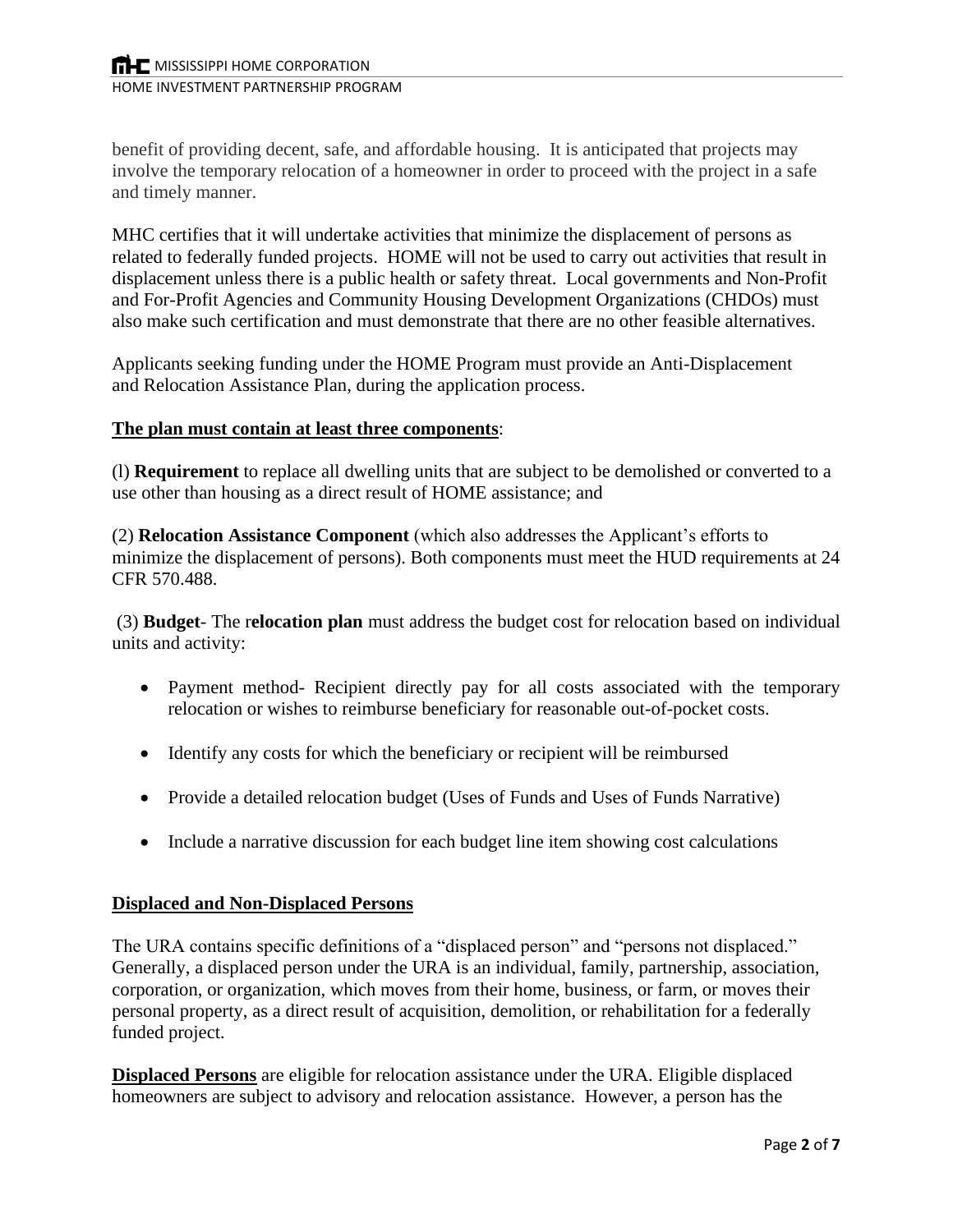benefit of providing decent, safe, and affordable housing. It is anticipated that projects may involve the temporary relocation of a homeowner in order to proceed with the project in a safe and timely manner.

MHC certifies that it will undertake activities that minimize the displacement of persons as related to federally funded projects. HOME will not be used to carry out activities that result in displacement unless there is a public health or safety threat. Local governments and Non-Profit and For-Profit Agencies and Community Housing Development Organizations (CHDOs) must also make such certification and must demonstrate that there are no other feasible alternatives.

Applicants seeking funding under the HOME Program must provide an Anti-Displacement and Relocation Assistance Plan, during the application process.

**The plan must contain at least three components**:

(l) **Requirement** to replace all dwelling units that are subject to be demolished or converted to a use other than housing as a direct result of HOME assistance; and

(2) **Relocation Assistance Component** (which also addresses the Applicant's efforts to minimize the displacement of persons). Both components must meet the HUD requirements at 24 CFR 570.488.

(3) **Budget**- The r**elocation plan** must address the budget cost for relocation based on individual units and activity:

- Payment method- Recipient directly pay for all costs associated with the temporary relocation or wishes to reimburse beneficiary for reasonable out-of-pocket costs.
- Identify any costs for which the beneficiary or recipient will be reimbursed
- Provide a detailed relocation budget (Uses of Funds and Uses of Funds Narrative)
- Include a narrative discussion for each budget line item showing cost calculations

**Displaced and Non-Displaced Persons**

The URA contains specific definitions of a "displaced person" and "persons not displaced." Generally, a displaced person under the URA is an individual, family, partnership, association, corporation, or organization, which moves from their home, business, or farm, or moves their personal property, as a direct result of acquisition, demolition, or rehabilitation for a federally funded project.

**Displaced Persons** are eligible for relocation assistance under the URA. Eligible displaced homeowners are subject to advisory and relocation assistance. However, a person has the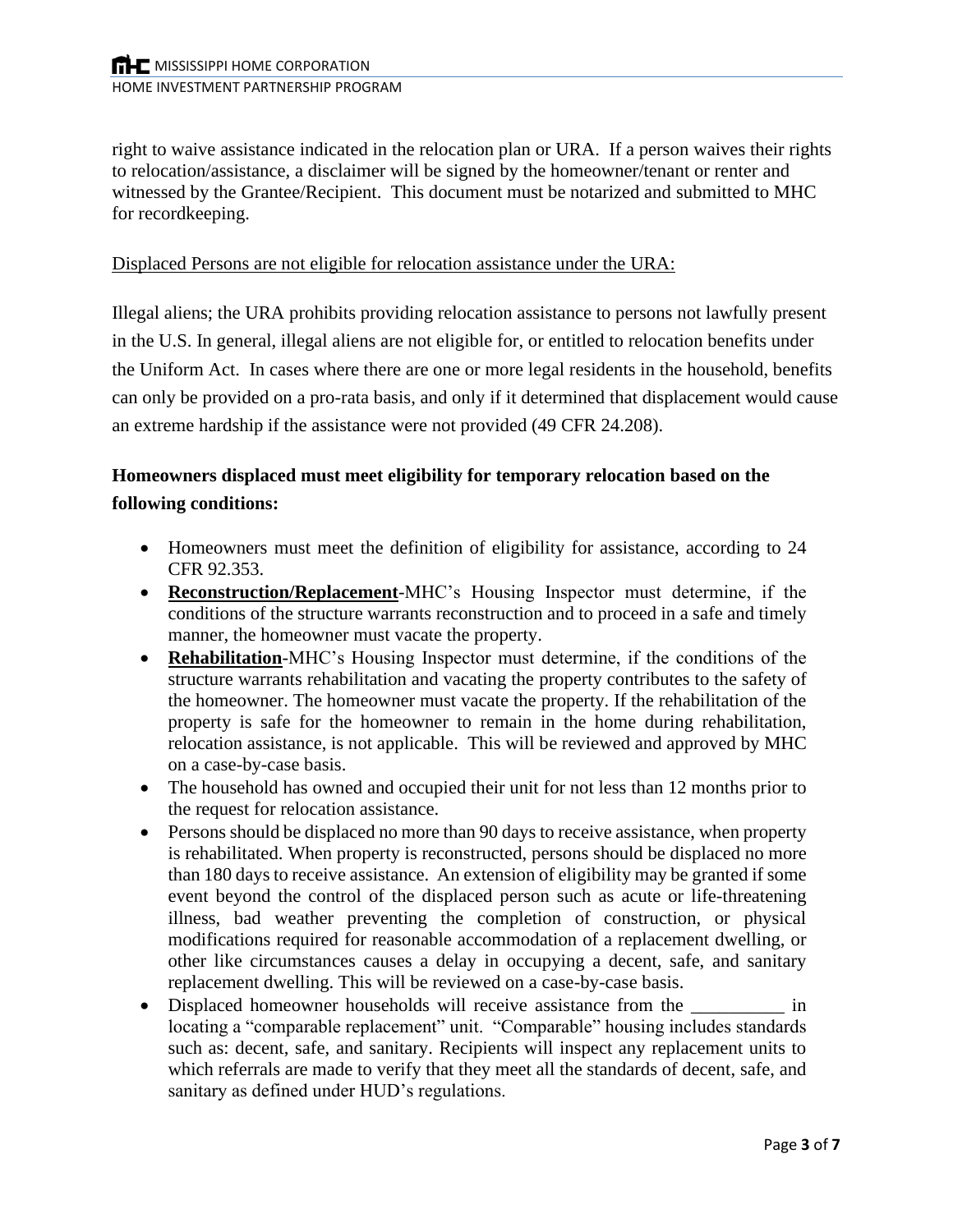right to waive assistance indicated in the relocation plan or URA. If a person waives their rights to relocation/assistance, a disclaimer will be signed by the homeowner/tenant or renter and witnessed by the Grantee/Recipient. This document must be notarized and submitted to MHC for recordkeeping.

<u>Displaced Persons are not eligible for relocation assistance under the URA:</u>

Illegal aliens; the URA prohibits providing relocation assistance to persons not lawfully present in the U.S. In general, illegal aliens are not eligible for, or entitled to relocation benefits under the Uniform Act. In cases where there are one or more legal residents in the household, benefits can only be provided on a pro-rata basis, and only if it determined that displacement would cause an extreme hardship if the assistance were not provided (49 CFR 24.208).

**Homeowners displaced must meet eligibility for temporary relocation based on the following conditions:**

- Homeowners must meet the definition of eligibility for assistance, according to 24 CFR 92.353.
- **<u>Reconstruction/Replacement</u>**-MHC's Housing Inspector must determine, if the conditions of the structure warrants reconstruction and to proceed in a safe and timely manner, the homeowner must vacate the property.
- **<u>Rehabilitation</u>**-MHC's Housing Inspector must determine, if the conditions of the structure warrants rehabilitation and vacating the property contributes to the safety of the homeowner. The homeowner must vacate the property. If the rehabilitation of the property is safe for the homeowner to remain in the home during rehabilitation, relocation assistance, is not applicable. This will be reviewed and approved by MHC on a case-by-case basis.
- The household has owned and occupied their unit for not less than 12 months prior to the request for relocation assistance.
- Persons should be displaced no more than 90 days to receive assistance, when property is rehabilitated. When property is reconstructed, persons should be displaced no more than 180 days to receive assistance. An extension of eligibility may be granted if some event beyond the control of the displaced person such as acute or life-threatening illness, bad weather preventing the completion of construction, or physical modifications required for reasonable accommodation of a replacement dwelling, or other like circumstances causes a delay in occupying a decent, safe, and sanitary replacement dwelling. This will be reviewed on a case-by-case basis.
- Displaced homeowner households will receive assistance from the __________ in locating a "comparable replacement" unit. "Comparable" housing includes standards such as: decent, safe, and sanitary. Recipients will inspect any replacement units to which referrals are made to verify that they meet all the standards of decent, safe, and sanitary as defined under HUD's regulations.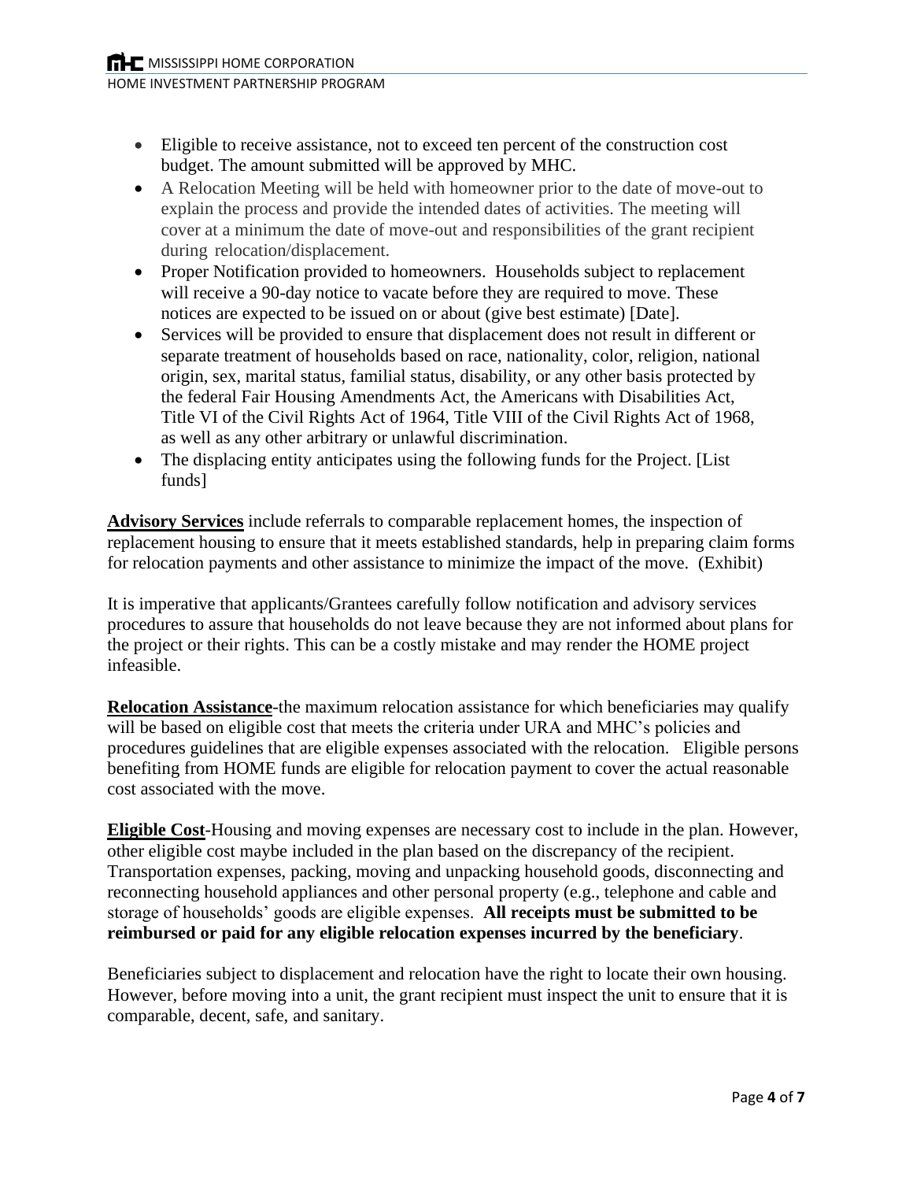- Eligible to receive assistance, not to exceed ten percent of the construction cost budget. The amount submitted will be approved by MHC.
- A Relocation Meeting will be held with homeowner prior to the date of move-out to explain the process and provide the intended dates of activities. The meeting will cover at a minimum the date of move-out and responsibilities of the grant recipient during relocation/displacement.
- Proper Notification provided to homeowners. Households subject to replacement will receive a 90-day notice to vacate before they are required to move. These notices are expected to be issued on or about (give best estimate) [Date].
- Services will be provided to ensure that displacement does not result in different or separate treatment of households based on race, nationality, color, religion, national origin, sex, marital status, familial status, disability, or any other basis protected by the federal Fair Housing Amendments Act, the Americans with Disabilities Act, Title VI of the Civil Rights Act of 1964, Title VIII of the Civil Rights Act of 1968, as well as any other arbitrary or unlawful discrimination.
- The displacing entity anticipates using the following funds for the Project. [List funds]

**Advisory Services** include referrals to comparable replacement homes, the inspection of replacement housing to ensure that it meets established standards, help in preparing claim forms for relocation payments and other assistance to minimize the impact of the move. (Exhibit)

It is imperative that applicants/Grantees carefully follow notification and advisory services procedures to assure that households do not leave because they are not informed about plans for the project or their rights. This can be a costly mistake and may render the HOME project infeasible.

**Relocation Assistance**-the maximum relocation assistance for which beneficiaries may qualify will be based on eligible cost that meets the criteria under URA and MHC's policies and procedures guidelines that are eligible expenses associated with the relocation. Eligible persons benefiting from HOME funds are eligible for relocation payment to cover the actual reasonable cost associated with the move.

**Eligible Cost**-Housing and moving expenses are necessary cost to include in the plan. However, other eligible cost maybe included in the plan based on the discrepancy of the recipient. Transportation expenses, packing, moving and unpacking household goods, disconnecting and reconnecting household appliances and other personal property (e.g., telephone and cable and storage of households' goods are eligible expenses. **All receipts must be submitted to be reimbursed or paid for any eligible relocation expenses incurred by the beneficiary**.

Beneficiaries subject to displacement and relocation have the right to locate their own housing. However, before moving into a unit, the grant recipient must inspect the unit to ensure that it is comparable, decent, safe, and sanitary.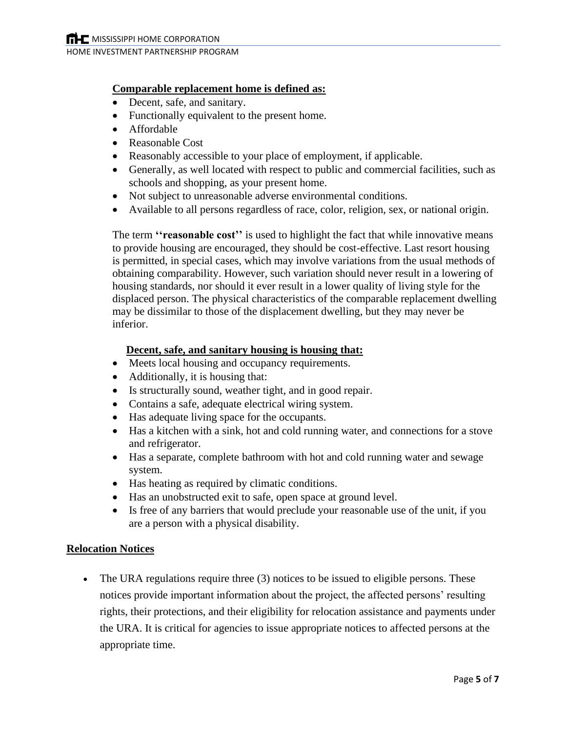**Comparable replacement home is defined as:**

- Decent, safe, and sanitary.
- Functionally equivalent to the present home.
- Affordable
- Reasonable Cost
- Reasonably accessible to your place of employment, if applicable.
- Generally, as well located with respect to public and commercial facilities, such as schools and shopping, as your present home.
- Not subject to unreasonable adverse environmental conditions.
- Available to all persons regardless of race, color, religion, sex, or national origin.

The term **''reasonable cost''** is used to highlight the fact that while innovative means to provide housing are encouraged, they should be cost-effective. Last resort housing is permitted, in special cases, which may involve variations from the usual methods of obtaining comparability. However, such variation should never result in a lowering of housing standards, nor should it ever result in a lower quality of living style for the displaced person. The physical characteristics of the comparable replacement dwelling may be dissimilar to those of the displacement dwelling, but they may never be inferior.

**Decent, safe, and sanitary housing is housing that:**

- Meets local housing and occupancy requirements.
- Additionally, it is housing that:
- Is structurally sound, weather tight, and in good repair.
- Contains a safe, adequate electrical wiring system.
- Has adequate living space for the occupants.
- Has a kitchen with a sink, hot and cold running water, and connections for a stove and refrigerator.
- Has a separate, complete bathroom with hot and cold running water and sewage system.
- Has heating as required by climatic conditions.
- Has an unobstructed exit to safe, open space at ground level.
- Is free of any barriers that would preclude your reasonable use of the unit, if you are a person with a physical disability.

**Relocation Notices**

- The URA regulations require three (3) notices to be issued to eligible persons. These notices provide important information about the project, the affected persons' resulting rights, their protections, and their eligibility for relocation assistance and payments under the URA. It is critical for agencies to issue appropriate notices to affected persons at the appropriate time.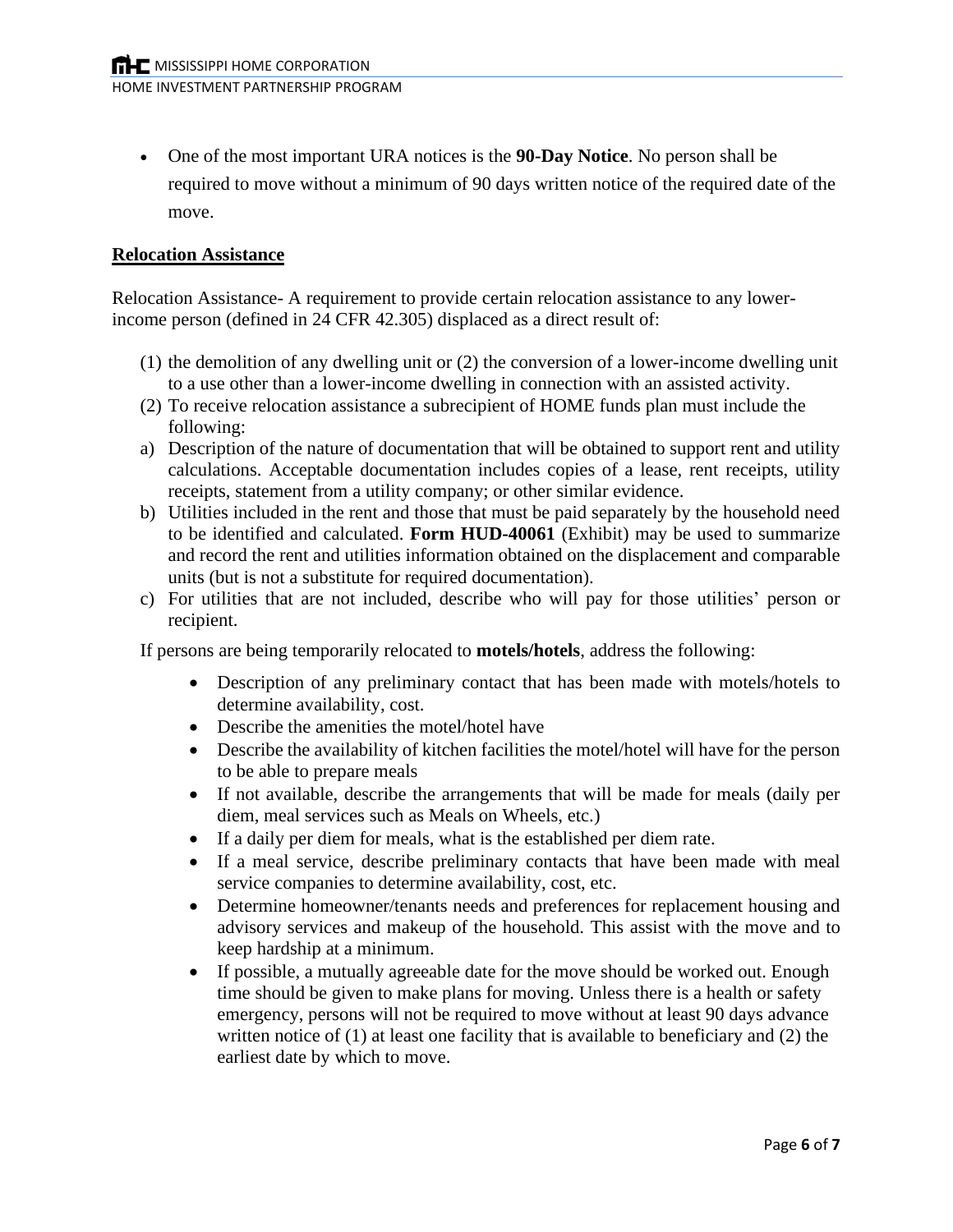- One of the most important URA notices is the **90-Day Notice**. No person shall be required to move without a minimum of 90 days written notice of the required date of the move.

## Relocation Assistance

Relocation Assistance- A requirement to provide certain relocation assistance to any lower-income person (defined in 24 CFR 42.305) displaced as a direct result of:

(1) the demolition of any dwelling unit or (2) the conversion of a lower-income dwelling unit to a use other than a lower-income dwelling in connection with an assisted activity.

(2) To receive relocation assistance a subrecipient of HOME funds plan must include the following:

a) Description of the nature of documentation that will be obtained to support rent and utility calculations. Acceptable documentation includes copies of a lease, rent receipts, utility receipts, statement from a utility company; or other similar evidence.

b) Utilities included in the rent and those that must be paid separately by the household need to be identified and calculated. **Form HUD-40061** (Exhibit) may be used to summarize and record the rent and utilities information obtained on the displacement and comparable units (but is not a substitute for required documentation).

c) For utilities that are not included, describe who will pay for those utilities' person or recipient.

If persons are being temporarily relocated to **motels/hotels**, address the following:

- Description of any preliminary contact that has been made with motels/hotels to determine availability, cost.
- Describe the amenities the motel/hotel have
- Describe the availability of kitchen facilities the motel/hotel will have for the person to be able to prepare meals
- If not available, describe the arrangements that will be made for meals (daily per diem, meal services such as Meals on Wheels, etc.)
- If a daily per diem for meals, what is the established per diem rate.
- If a meal service, describe preliminary contacts that have been made with meal service companies to determine availability, cost, etc.
- Determine homeowner/tenants needs and preferences for replacement housing and advisory services and makeup of the household. This assist with the move and to keep hardship at a minimum.
- If possible, a mutually agreeable date for the move should be worked out. Enough time should be given to make plans for moving. Unless there is a health or safety emergency, persons will not be required to move without at least 90 days advance written notice of (1) at least one facility that is available to beneficiary and (2) the earliest date by which to move.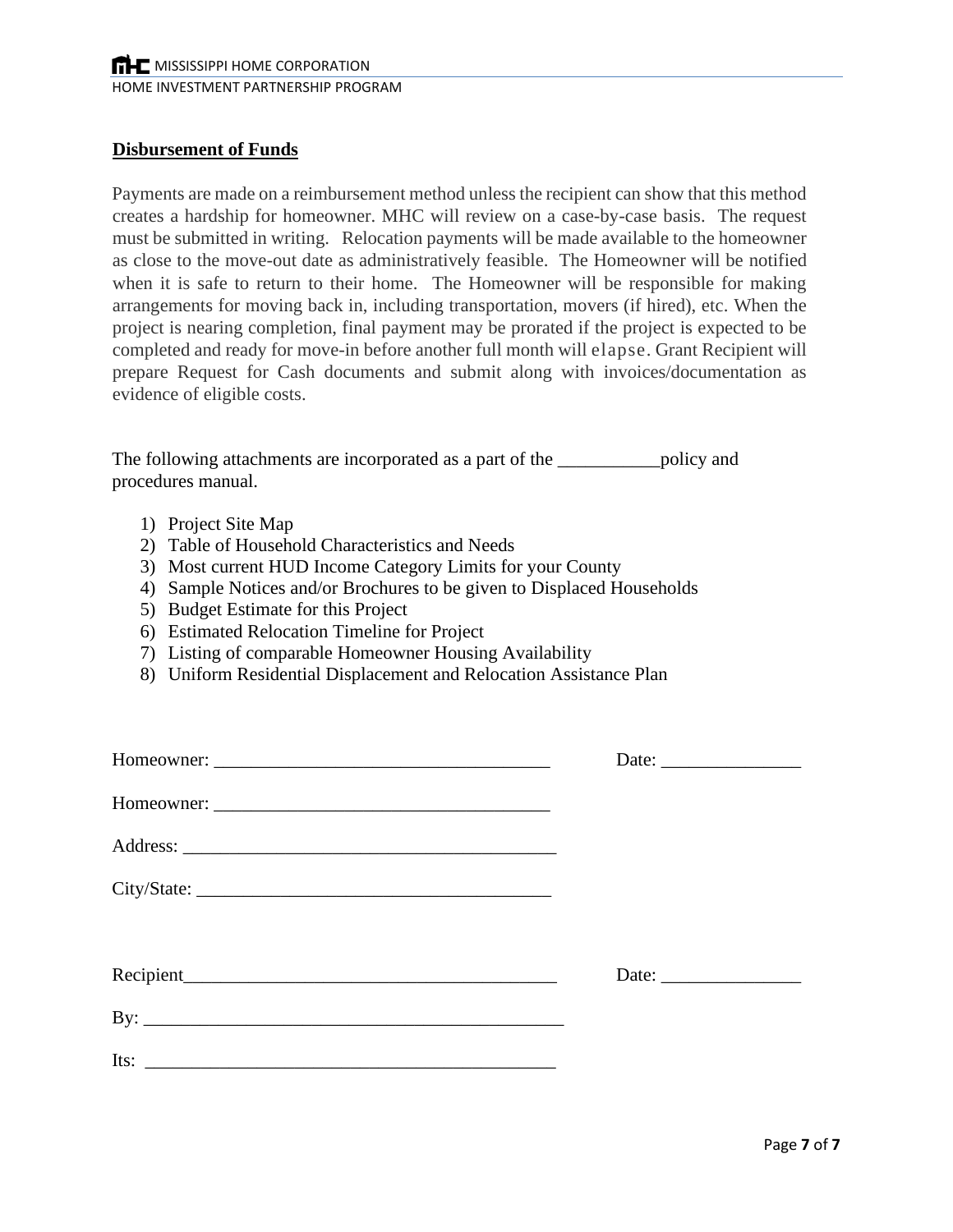**Disbursement of Funds**

Payments are made on a reimbursement method unless the recipient can show that this method creates a hardship for homeowner. MHC will review on a case-by-case basis. The request must be submitted in writing. Relocation payments will be made available to the homeowner as close to the move-out date as administratively feasible. The Homeowner will be notified when it is safe to return to their home. The Homeowner will be responsible for making arrangements for moving back in, including transportation, movers (if hired), etc. When the project is nearing completion, final payment may be prorated if the project is expected to be completed and ready for move-in before another full month will elapse. Grant Recipient will prepare Request for Cash documents and submit along with invoices/documentation as evidence of eligible costs.

The following attachments are incorporated as a part of the ___________policy and procedures manual.

1) Project Site Map
2) Table of Household Characteristics and Needs
3) Most current HUD Income Category Limits for your County
4) Sample Notices and/or Brochures to be given to Displaced Households
5) Budget Estimate for this Project
6) Estimated Relocation Timeline for Project
7) Listing of comparable Homeowner Housing Availability
8) Uniform Residential Displacement and Relocation Assistance Plan

Homeowner: ___________________________________ Date: _______________

Homeowner: ___________________________________

Address: _______________________________________

City/State: _____________________________________

Recipient_______________________________________ Date: _______________

By: ___________________________________________

Its: ___________________________________________